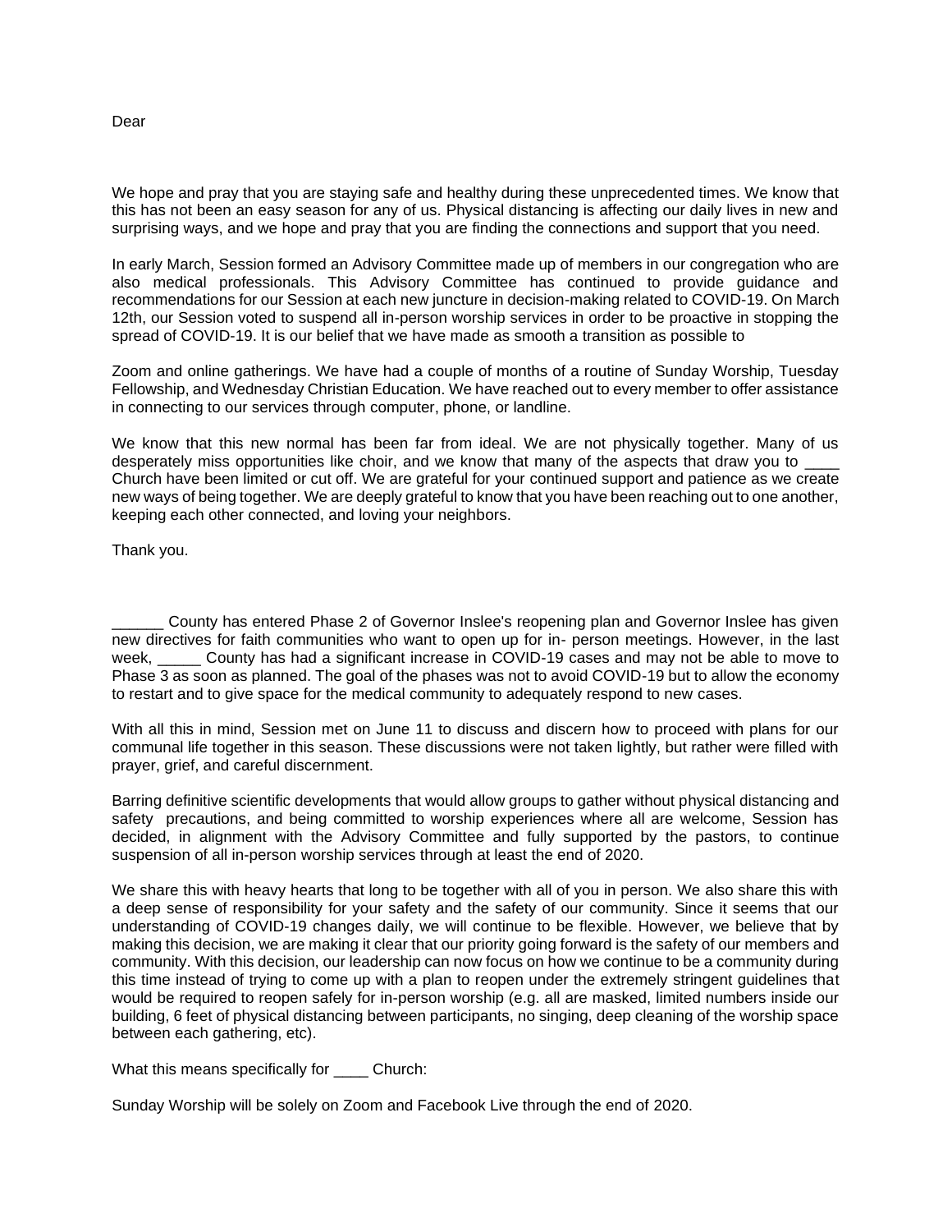Dear

We hope and pray that you are staying safe and healthy during these unprecedented times. We know that this has not been an easy season for any of us. Physical distancing is affecting our daily lives in new and surprising ways, and we hope and pray that you are finding the connections and support that you need.

In early March, Session formed an Advisory Committee made up of members in our congregation who are also medical professionals. This Advisory Committee has continued to provide guidance and recommendations for our Session at each new juncture in decision-making related to COVID-19. On March 12th, our Session voted to suspend all in-person worship services in order to be proactive in stopping the spread of COVID-19. It is our belief that we have made as smooth a transition as possible to

Zoom and online gatherings. We have had a couple of months of a routine of Sunday Worship, Tuesday Fellowship, and Wednesday Christian Education. We have reached out to every member to offer assistance in connecting to our services through computer, phone, or landline.

We know that this new normal has been far from ideal. We are not physically together. Many of us desperately miss opportunities like choir, and we know that many of the aspects that draw you to ____ Church have been limited or cut off. We are grateful for your continued support and patience as we create new ways of being together. We are deeply grateful to know that you have been reaching out to one another, keeping each other connected, and loving your neighbors.

Thank you.

______ County has entered Phase 2 of Governor Inslee's reopening plan and Governor Inslee has given new directives for faith communities who want to open up for in- person meetings. However, in the last week, _____ County has had a significant increase in COVID-19 cases and may not be able to move to Phase 3 as soon as planned. The goal of the phases was not to avoid COVID-19 but to allow the economy to restart and to give space for the medical community to adequately respond to new cases.

With all this in mind, Session met on June 11 to discuss and discern how to proceed with plans for our communal life together in this season. These discussions were not taken lightly, but rather were filled with prayer, grief, and careful discernment.

Barring definitive scientific developments that would allow groups to gather without physical distancing and safety precautions, and being committed to worship experiences where all are welcome, Session has decided, in alignment with the Advisory Committee and fully supported by the pastors, to continue suspension of all in-person worship services through at least the end of 2020.

We share this with heavy hearts that long to be together with all of you in person. We also share this with a deep sense of responsibility for your safety and the safety of our community. Since it seems that our understanding of COVID-19 changes daily, we will continue to be flexible. However, we believe that by making this decision, we are making it clear that our priority going forward is the safety of our members and community. With this decision, our leadership can now focus on how we continue to be a community during this time instead of trying to come up with a plan to reopen under the extremely stringent guidelines that would be required to reopen safely for in-person worship (e.g. all are masked, limited numbers inside our building, 6 feet of physical distancing between participants, no singing, deep cleaning of the worship space between each gathering, etc).

What this means specifically for ____ Church:

Sunday Worship will be solely on Zoom and Facebook Live through the end of 2020.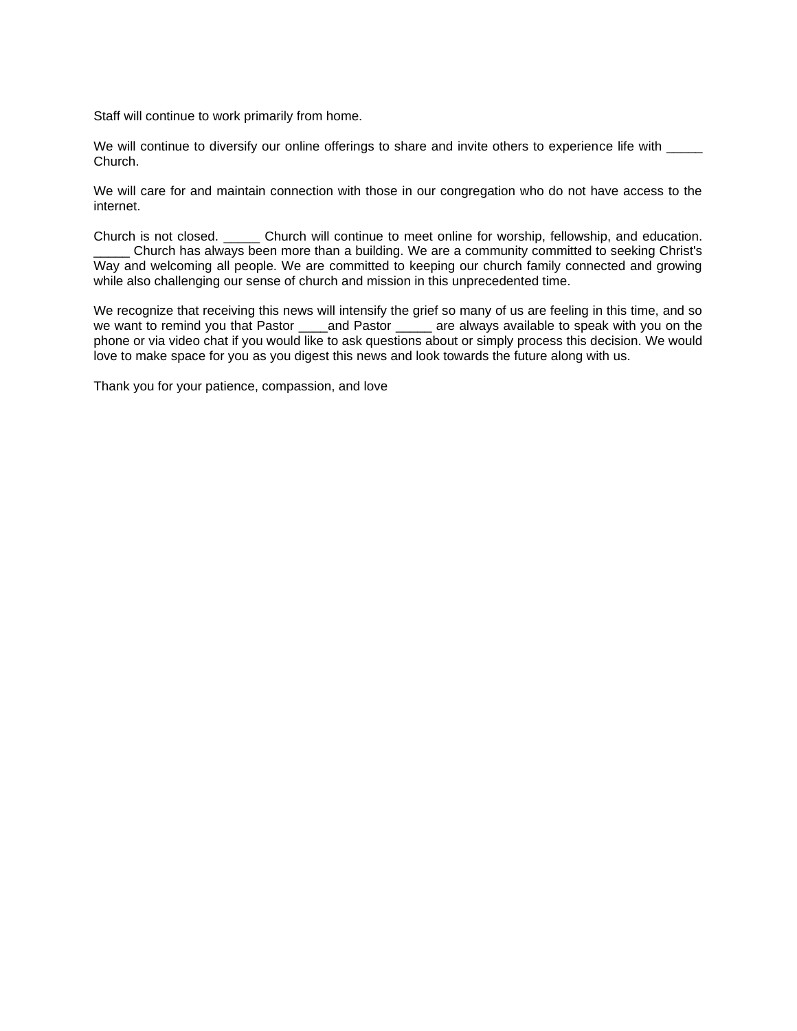Staff will continue to work primarily from home.

We will continue to diversify our online offerings to share and invite others to experience life with _____ Church.

We will care for and maintain connection with those in our congregation who do not have access to the internet.

Church is not closed. _____ Church will continue to meet online for worship, fellowship, and education. _____ Church has always been more than a building. We are a community committed to seeking Christ's Way and welcoming all people. We are committed to keeping our church family connected and growing while also challenging our sense of church and mission in this unprecedented time.

We recognize that receiving this news will intensify the grief so many of us are feeling in this time, and so we want to remind you that Pastor ____and Pastor _____ are always available to speak with you on the phone or via video chat if you would like to ask questions about or simply process this decision. We would love to make space for you as you digest this news and look towards the future along with us.

Thank you for your patience, compassion, and love